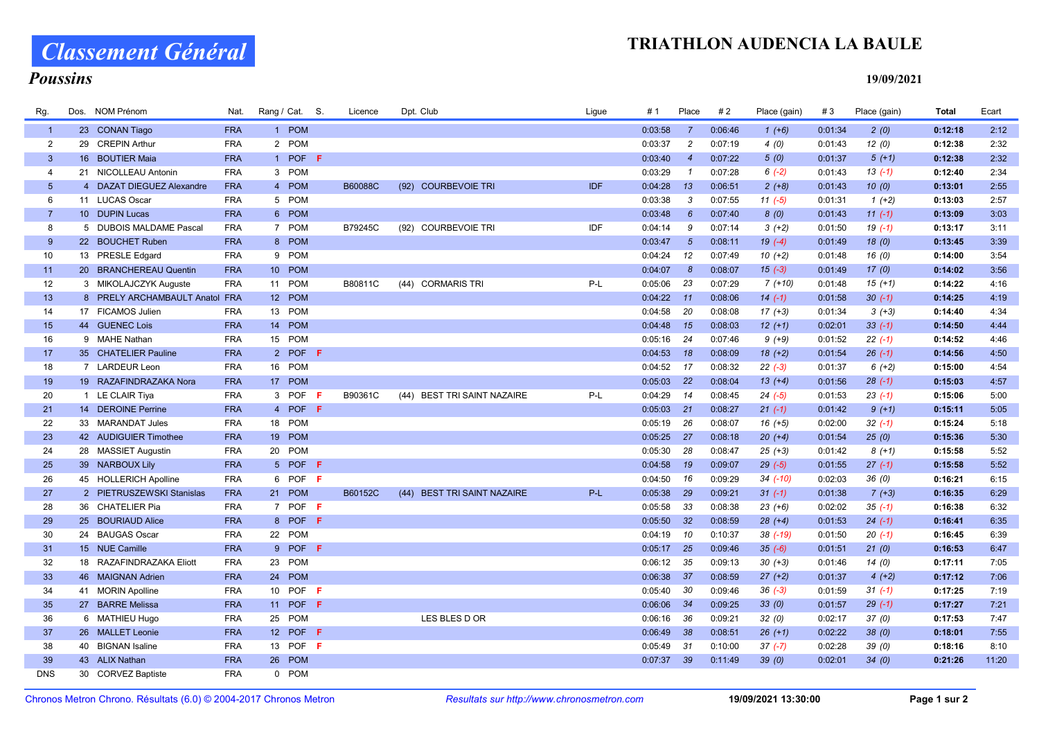# Classement Général

## Poussins

# TRIATHLON AUDENCIA LA BAULE

19/09/2021

| Rg. | Dos. | NOM Prénom | Nat. | Rang / Cat. | | S. | Licence | Dpt. Club | Ligue | # 1 | Place | # 2 | Place (gain) | # 3 | Place (gain) | Total | Ecart |
|---|---|---|---|---|---|---|---|---|---|---|---|---|---|---|---|---|---|
| 1 | 23 | CONAN Tiago | FRA | 1 | POM | | | | | 0:03:58 | 7 | 0:06:46 | 1 (+6) | 0:01:34 | 2 (0) | **0:12:18** | 2:12 |
| 2 | 29 | CREPIN Arthur | FRA | 2 | POM | | | | | 0:03:37 | 2 | 0:07:19 | 4 (0) | 0:01:43 | 12 (0) | **0:12:38** | 2:32 |
| 3 | 16 | BOUTIER Maia | FRA | 1 | POF | F | | | | 0:03:40 | 4 | 0:07:22 | 5 (0) | 0:01:37 | 5 (+1) | **0:12:38** | 2:32 |
| 4 | 21 | NICOLLEAU Antonin | FRA | 3 | POM | | | | | 0:03:29 | 1 | 0:07:28 | 6 (-2) | 0:01:43 | 13 (-1) | **0:12:40** | 2:34 |
| 5 | 4 | DAZAT DIEGUEZ Alexandre | FRA | 4 | POM | | B60088C | (92) COURBEVOIE TRI | IDF | 0:04:28 | 13 | 0:06:51 | 2 (+8) | 0:01:43 | 10 (0) | **0:13:01** | 2:55 |
| 6 | 11 | LUCAS Oscar | FRA | 5 | POM | | | | | 0:03:38 | 3 | 0:07:55 | 11 (-5) | 0:01:31 | 1 (+2) | **0:13:03** | 2:57 |
| 7 | 10 | DUPIN Lucas | FRA | 6 | POM | | | | | 0:03:48 | 6 | 0:07:40 | 8 (0) | 0:01:43 | 11 (-1) | **0:13:09** | 3:03 |
| 8 | 5 | DUBOIS MALDAME Pascal | FRA | 7 | POM | | B79245C | (92) COURBEVOIE TRI | IDF | 0:04:14 | 9 | 0:07:14 | 3 (+2) | 0:01:50 | 19 (-1) | **0:13:17** | 3:11 |
| 9 | 22 | BOUCHET Ruben | FRA | 8 | POM | | | | | 0:03:47 | 5 | 0:08:11 | 19 (-4) | 0:01:49 | 18 (0) | **0:13:45** | 3:39 |
| 10 | 13 | PRESLE Edgard | FRA | 9 | POM | | | | | 0:04:24 | 12 | 0:07:49 | 10 (+2) | 0:01:48 | 16 (0) | **0:14:00** | 3:54 |
| 11 | 20 | BRANCHEREAU Quentin | FRA | 10 | POM | | | | | 0:04:07 | 8 | 0:08:07 | 15 (-3) | 0:01:49 | 17 (0) | **0:14:02** | 3:56 |
| 12 | 3 | MIKOLAJCZYK Auguste | FRA | 11 | POM | | B80811C | (44) CORMARIS TRI | P-L | 0:05:06 | 23 | 0:07:29 | 7 (+10) | 0:01:48 | 15 (+1) | **0:14:22** | 4:16 |
| 13 | 8 | PRELY ARCHAMBAULT Anatol | FRA | 12 | POM | | | | | 0:04:22 | 11 | 0:08:06 | 14 (-1) | 0:01:58 | 30 (-1) | **0:14:25** | 4:19 |
| 14 | 17 | FICAMOS Julien | FRA | 13 | POM | | | | | 0:04:58 | 20 | 0:08:08 | 17 (+3) | 0:01:34 | 3 (+3) | **0:14:40** | 4:34 |
| 15 | 44 | GUENEC Lois | FRA | 14 | POM | | | | | 0:04:48 | 15 | 0:08:03 | 12 (+1) | 0:02:01 | 33 (-1) | **0:14:50** | 4:44 |
| 16 | 9 | MAHE Nathan | FRA | 15 | POM | | | | | 0:05:16 | 24 | 0:07:46 | 9 (+9) | 0:01:52 | 22 (-1) | **0:14:52** | 4:46 |
| 17 | 35 | CHATELIER Pauline | FRA | 2 | POF | F | | | | 0:04:53 | 18 | 0:08:09 | 18 (+2) | 0:01:54 | 26 (-1) | **0:14:56** | 4:50 |
| 18 | 7 | LARDEUR Leon | FRA | 16 | POM | | | | | 0:04:52 | 17 | 0:08:32 | 22 (-3) | 0:01:37 | 6 (+2) | **0:15:00** | 4:54 |
| 19 | 19 | RAZAFINDRAZAKA Nora | FRA | 17 | POM | | | | | 0:05:03 | 22 | 0:08:04 | 13 (+4) | 0:01:56 | 28 (-1) | **0:15:03** | 4:57 |
| 20 | 1 | LE CLAIR Tiya | FRA | 3 | POF | F | B90361C | (44) BEST TRI SAINT NAZAIRE | P-L | 0:04:29 | 14 | 0:08:45 | 24 (-5) | 0:01:53 | 23 (-1) | **0:15:06** | 5:00 |
| 21 | 14 | DEROINE Perrine | FRA | 4 | POF | F | | | | 0:05:03 | 21 | 0:08:27 | 21 (-1) | 0:01:42 | 9 (+1) | **0:15:11** | 5:05 |
| 22 | 33 | MARANDAT Jules | FRA | 18 | POM | | | | | 0:05:19 | 26 | 0:08:07 | 16 (+5) | 0:02:00 | 32 (-1) | **0:15:24** | 5:18 |
| 23 | 42 | AUDIGUIER Timothee | FRA | 19 | POM | | | | | 0:05:25 | 27 | 0:08:18 | 20 (+4) | 0:01:54 | 25 (0) | **0:15:36** | 5:30 |
| 24 | 28 | MASSIET Augustin | FRA | 20 | POM | | | | | 0:05:30 | 28 | 0:08:47 | 25 (+3) | 0:01:42 | 8 (+1) | **0:15:58** | 5:52 |
| 25 | 39 | NARBOUX Lily | FRA | 5 | POF | F | | | | 0:04:58 | 19 | 0:09:07 | 29 (-5) | 0:01:55 | 27 (-1) | **0:15:58** | 5:52 |
| 26 | 45 | HOLLERICH Apolline | FRA | 6 | POF | F | | | | 0:04:50 | 16 | 0:09:29 | 34 (-10) | 0:02:03 | 36 (0) | **0:16:21** | 6:15 |
| 27 | 2 | PIETRUSZEWSKI Stanislas | FRA | 21 | POM | | B60152C | (44) BEST TRI SAINT NAZAIRE | P-L | 0:05:38 | 29 | 0:09:21 | 31 (-1) | 0:01:38 | 7 (+3) | **0:16:35** | 6:29 |
| 28 | 36 | CHATELIER Pia | FRA | 7 | POF | F | | | | 0:05:58 | 33 | 0:08:38 | 23 (+6) | 0:02:02 | 35 (-1) | **0:16:38** | 6:32 |
| 29 | 25 | BOURIAUD Alice | FRA | 8 | POF | F | | | | 0:05:50 | 32 | 0:08:59 | 28 (+4) | 0:01:53 | 24 (-1) | **0:16:41** | 6:35 |
| 30 | 24 | BAUGAS Oscar | FRA | 22 | POM | | | | | 0:04:19 | 10 | 0:10:37 | 38 (-19) | 0:01:50 | 20 (-1) | **0:16:45** | 6:39 |
| 31 | 15 | NUE Camille | FRA | 9 | POF | F | | | | 0:05:17 | 25 | 0:09:46 | 35 (-6) | 0:01:51 | 21 (0) | **0:16:53** | 6:47 |
| 32 | 18 | RAZAFINDRAZAKA Eliott | FRA | 23 | POM | | | | | 0:06:12 | 35 | 0:09:13 | 30 (+3) | 0:01:46 | 14 (0) | **0:17:11** | 7:05 |
| 33 | 46 | MAIGNAN Adrien | FRA | 24 | POM | | | | | 0:06:38 | 37 | 0:08:59 | 27 (+2) | 0:01:37 | 4 (+2) | **0:17:12** | 7:06 |
| 34 | 41 | MORIN Apolline | FRA | 10 | POF | F | | | | 0:05:40 | 30 | 0:09:46 | 36 (-3) | 0:01:59 | 31 (-1) | **0:17:25** | 7:19 |
| 35 | 27 | BARRE Melissa | FRA | 11 | POF | F | | | | 0:06:06 | 34 | 0:09:25 | 33 (0) | 0:01:57 | 29 (-1) | **0:17:27** | 7:21 |
| 36 | 6 | MATHIEU Hugo | FRA | 25 | POM | | | LES BLES D OR | | 0:06:16 | 36 | 0:09:21 | 32 (0) | 0:02:17 | 37 (0) | **0:17:53** | 7:47 |
| 37 | 26 | MALLET Leonie | FRA | 12 | POF | F | | | | 0:06:49 | 38 | 0:08:51 | 26 (+1) | 0:02:22 | 38 (0) | **0:18:01** | 7:55 |
| 38 | 40 | BIGNAN Isaline | FRA | 13 | POF | F | | | | 0:05:49 | 31 | 0:10:00 | 37 (-7) | 0:02:28 | 39 (0) | **0:18:16** | 8:10 |
| 39 | 43 | ALIX Nathan | FRA | 26 | POM | | | | | 0:07:37 | 39 | 0:11:49 | 39 (0) | 0:02:01 | 34 (0) | **0:21:26** | 11:20 |
| DNS | 30 | CORVEZ Baptiste | FRA | 0 | POM | | | | | | | | | | | | |

Chronos Metron Chrono. Résultats (6.0) © 2004-2017 Chronos Metron — *Resultats sur http://www.chronosmetron.com* — **19/09/2021 13:30:00**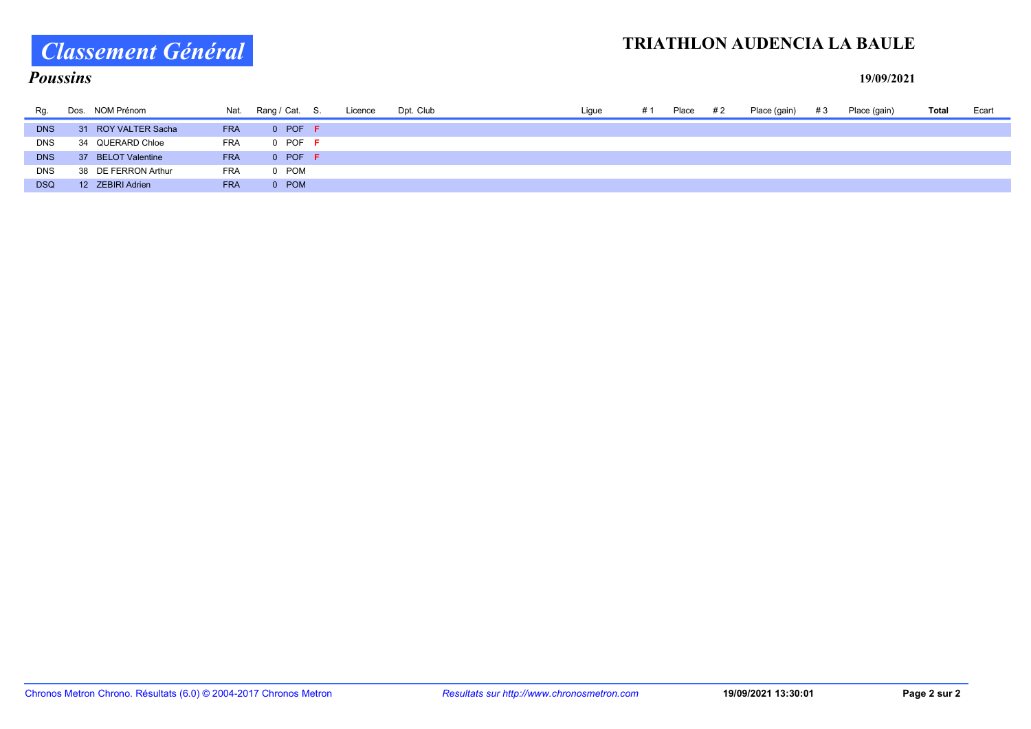# Classement Général

## TRIATHLON AUDENCIA LA BAULE

### Poussins

19/09/2021

| Rg. | Dos. | NOM Prénom | Nat. | Rang / Cat. | S. | Licence | Dpt. Club | Ligue | # 1 | Place | # 2 | Place (gain) | # 3 | Place (gain) | Total | Ecart |
|---|---|---|---|---|---|---|---|---|---|---|---|---|---|---|---|---|
| DNS | 31 | ROY VALTER Sacha | FRA | 0 POF | F | | | | | | | | | | | |
| DNS | 34 | QUERARD Chloe | FRA | 0 POF | F | | | | | | | | | | | |
| DNS | 37 | BELOT Valentine | FRA | 0 POF | F | | | | | | | | | | | |
| DNS | 38 | DE FERRON Arthur | FRA | 0 POM | | | | | | | | | | | | |
| DSQ | 12 | ZEBIRI Adrien | FRA | 0 POM | | | | | | | | | | | | |

Chronos Metron Chrono. Résultats (6.0) © 2004-2017 Chronos Metron

*Resultats sur http://www.chronosmetron.com*

**19/09/2021 13:30:01**